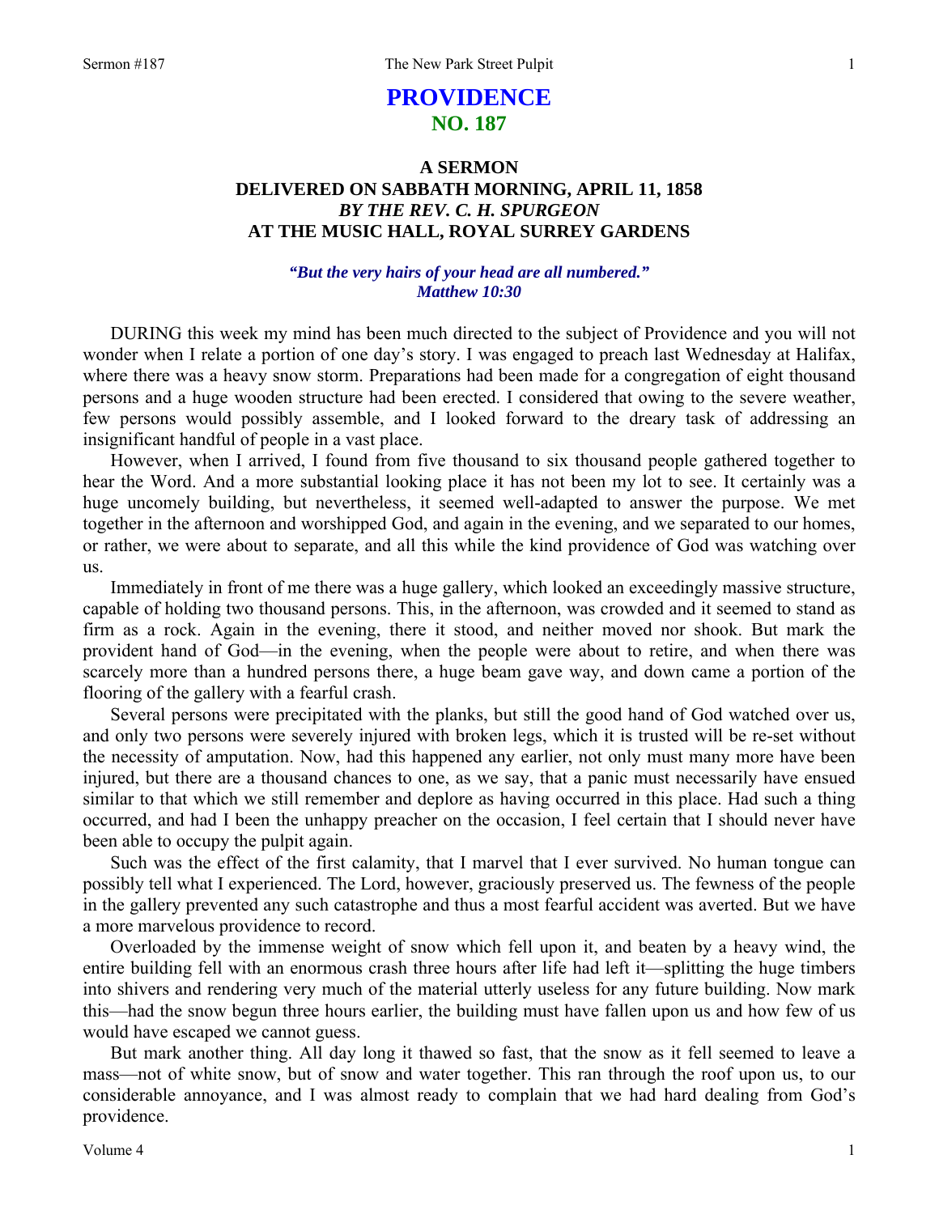# PROVIDENCE
## NO. 187

### A SERMON
### DELIVERED ON SABBATH MORNING, APRIL 11, 1858
### *BY THE REV. C. H. SPURGEON*
### AT THE MUSIC HALL, ROYAL SURREY GARDENS

***"But the very hairs of your head are all numbered." Matthew 10:30***

DURING this week my mind has been much directed to the subject of Providence and you will not wonder when I relate a portion of one day's story. I was engaged to preach last Wednesday at Halifax, where there was a heavy snow storm. Preparations had been made for a congregation of eight thousand persons and a huge wooden structure had been erected. I considered that owing to the severe weather, few persons would possibly assemble, and I looked forward to the dreary task of addressing an insignificant handful of people in a vast place.

However, when I arrived, I found from five thousand to six thousand people gathered together to hear the Word. And a more substantial looking place it has not been my lot to see. It certainly was a huge uncomely building, but nevertheless, it seemed well-adapted to answer the purpose. We met together in the afternoon and worshipped God, and again in the evening, and we separated to our homes, or rather, we were about to separate, and all this while the kind providence of God was watching over us.

Immediately in front of me there was a huge gallery, which looked an exceedingly massive structure, capable of holding two thousand persons. This, in the afternoon, was crowded and it seemed to stand as firm as a rock. Again in the evening, there it stood, and neither moved nor shook. But mark the provident hand of God—in the evening, when the people were about to retire, and when there was scarcely more than a hundred persons there, a huge beam gave way, and down came a portion of the flooring of the gallery with a fearful crash.

Several persons were precipitated with the planks, but still the good hand of God watched over us, and only two persons were severely injured with broken legs, which it is trusted will be re-set without the necessity of amputation. Now, had this happened any earlier, not only must many more have been injured, but there are a thousand chances to one, as we say, that a panic must necessarily have ensued similar to that which we still remember and deplore as having occurred in this place. Had such a thing occurred, and had I been the unhappy preacher on the occasion, I feel certain that I should never have been able to occupy the pulpit again.

Such was the effect of the first calamity, that I marvel that I ever survived. No human tongue can possibly tell what I experienced. The Lord, however, graciously preserved us. The fewness of the people in the gallery prevented any such catastrophe and thus a most fearful accident was averted. But we have a more marvelous providence to record.

Overloaded by the immense weight of snow which fell upon it, and beaten by a heavy wind, the entire building fell with an enormous crash three hours after life had left it—splitting the huge timbers into shivers and rendering very much of the material utterly useless for any future building. Now mark this—had the snow begun three hours earlier, the building must have fallen upon us and how few of us would have escaped we cannot guess.

But mark another thing. All day long it thawed so fast, that the snow as it fell seemed to leave a mass—not of white snow, but of snow and water together. This ran through the roof upon us, to our considerable annoyance, and I was almost ready to complain that we had hard dealing from God's providence.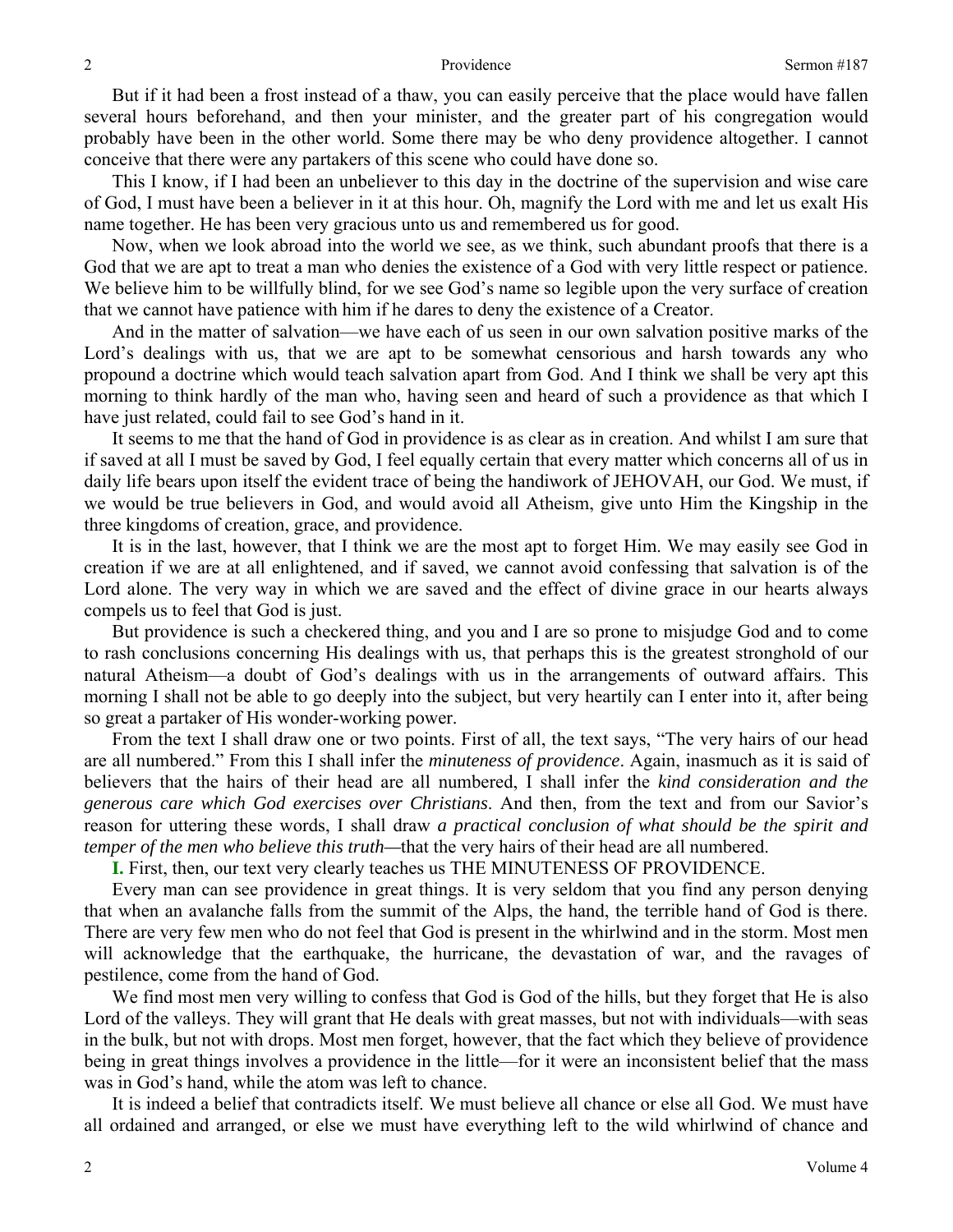But if it had been a frost instead of a thaw, you can easily perceive that the place would have fallen several hours beforehand, and then your minister, and the greater part of his congregation would probably have been in the other world. Some there may be who deny providence altogether. I cannot conceive that there were any partakers of this scene who could have done so.

This I know, if I had been an unbeliever to this day in the doctrine of the supervision and wise care of God, I must have been a believer in it at this hour. Oh, magnify the Lord with me and let us exalt His name together. He has been very gracious unto us and remembered us for good.

Now, when we look abroad into the world we see, as we think, such abundant proofs that there is a God that we are apt to treat a man who denies the existence of a God with very little respect or patience. We believe him to be willfully blind, for we see God's name so legible upon the very surface of creation that we cannot have patience with him if he dares to deny the existence of a Creator.

And in the matter of salvation—we have each of us seen in our own salvation positive marks of the Lord's dealings with us, that we are apt to be somewhat censorious and harsh towards any who propound a doctrine which would teach salvation apart from God. And I think we shall be very apt this morning to think hardly of the man who, having seen and heard of such a providence as that which I have just related, could fail to see God's hand in it.

It seems to me that the hand of God in providence is as clear as in creation. And whilst I am sure that if saved at all I must be saved by God, I feel equally certain that every matter which concerns all of us in daily life bears upon itself the evident trace of being the handiwork of JEHOVAH, our God. We must, if we would be true believers in God, and would avoid all Atheism, give unto Him the Kingship in the three kingdoms of creation, grace, and providence.

It is in the last, however, that I think we are the most apt to forget Him. We may easily see God in creation if we are at all enlightened, and if saved, we cannot avoid confessing that salvation is of the Lord alone. The very way in which we are saved and the effect of divine grace in our hearts always compels us to feel that God is just.

But providence is such a checkered thing, and you and I are so prone to misjudge God and to come to rash conclusions concerning His dealings with us, that perhaps this is the greatest stronghold of our natural Atheism—a doubt of God's dealings with us in the arrangements of outward affairs. This morning I shall not be able to go deeply into the subject, but very heartily can I enter into it, after being so great a partaker of His wonder-working power.

From the text I shall draw one or two points. First of all, the text says, "The very hairs of our head are all numbered." From this I shall infer the *minuteness of providence*. Again, inasmuch as it is said of believers that the hairs of their head are all numbered, I shall infer the *kind consideration and the generous care which God exercises over Christians*. And then, from the text and from our Savior's reason for uttering these words, I shall draw *a practical conclusion of what should be the spirit and temper of the men who believe this truth*—that the very hairs of their head are all numbered.

**I.** First, then, our text very clearly teaches us THE MINUTENESS OF PROVIDENCE.

Every man can see providence in great things. It is very seldom that you find any person denying that when an avalanche falls from the summit of the Alps, the hand, the terrible hand of God is there. There are very few men who do not feel that God is present in the whirlwind and in the storm. Most men will acknowledge that the earthquake, the hurricane, the devastation of war, and the ravages of pestilence, come from the hand of God.

We find most men very willing to confess that God is God of the hills, but they forget that He is also Lord of the valleys. They will grant that He deals with great masses, but not with individuals—with seas in the bulk, but not with drops. Most men forget, however, that the fact which they believe of providence being in great things involves a providence in the little—for it were an inconsistent belief that the mass was in God's hand, while the atom was left to chance.

It is indeed a belief that contradicts itself. We must believe all chance or else all God. We must have all ordained and arranged, or else we must have everything left to the wild whirlwind of chance and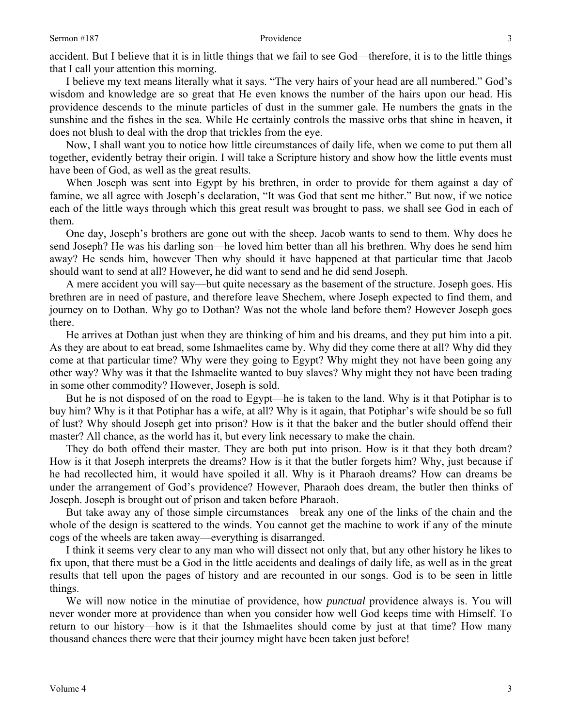accident. But I believe that it is in little things that we fail to see God—therefore, it is to the little things that I call your attention this morning.

I believe my text means literally what it says. "The very hairs of your head are all numbered." God's wisdom and knowledge are so great that He even knows the number of the hairs upon our head. His providence descends to the minute particles of dust in the summer gale. He numbers the gnats in the sunshine and the fishes in the sea. While He certainly controls the massive orbs that shine in heaven, it does not blush to deal with the drop that trickles from the eye.

Now, I shall want you to notice how little circumstances of daily life, when we come to put them all together, evidently betray their origin. I will take a Scripture history and show how the little events must have been of God, as well as the great results.

When Joseph was sent into Egypt by his brethren, in order to provide for them against a day of famine, we all agree with Joseph's declaration, "It was God that sent me hither." But now, if we notice each of the little ways through which this great result was brought to pass, we shall see God in each of them.

One day, Joseph's brothers are gone out with the sheep. Jacob wants to send to them. Why does he send Joseph? He was his darling son—he loved him better than all his brethren. Why does he send him away? He sends him, however Then why should it have happened at that particular time that Jacob should want to send at all? However, he did want to send and he did send Joseph.

A mere accident you will say—but quite necessary as the basement of the structure. Joseph goes. His brethren are in need of pasture, and therefore leave Shechem, where Joseph expected to find them, and journey on to Dothan. Why go to Dothan? Was not the whole land before them? However Joseph goes there.

He arrives at Dothan just when they are thinking of him and his dreams, and they put him into a pit. As they are about to eat bread, some Ishmaelites came by. Why did they come there at all? Why did they come at that particular time? Why were they going to Egypt? Why might they not have been going any other way? Why was it that the Ishmaelite wanted to buy slaves? Why might they not have been trading in some other commodity? However, Joseph is sold.

But he is not disposed of on the road to Egypt—he is taken to the land. Why is it that Potiphar is to buy him? Why is it that Potiphar has a wife, at all? Why is it again, that Potiphar's wife should be so full of lust? Why should Joseph get into prison? How is it that the baker and the butler should offend their master? All chance, as the world has it, but every link necessary to make the chain.

They do both offend their master. They are both put into prison. How is it that they both dream? How is it that Joseph interprets the dreams? How is it that the butler forgets him? Why, just because if he had recollected him, it would have spoiled it all. Why is it Pharaoh dreams? How can dreams be under the arrangement of God's providence? However, Pharaoh does dream, the butler then thinks of Joseph. Joseph is brought out of prison and taken before Pharaoh.

But take away any of those simple circumstances—break any one of the links of the chain and the whole of the design is scattered to the winds. You cannot get the machine to work if any of the minute cogs of the wheels are taken away—everything is disarranged.

I think it seems very clear to any man who will dissect not only that, but any other history he likes to fix upon, that there must be a God in the little accidents and dealings of daily life, as well as in the great results that tell upon the pages of history and are recounted in our songs. God is to be seen in little things.

We will now notice in the minutiae of providence, how *punctual* providence always is. You will never wonder more at providence than when you consider how well God keeps time with Himself. To return to our history—how is it that the Ishmaelites should come by just at that time? How many thousand chances there were that their journey might have been taken just before!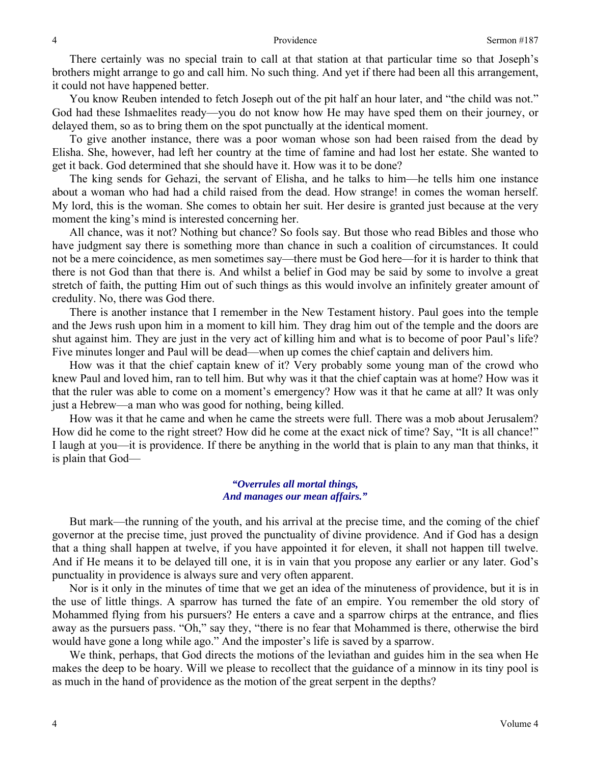There certainly was no special train to call at that station at that particular time so that Joseph's brothers might arrange to go and call him. No such thing. And yet if there had been all this arrangement, it could not have happened better.

You know Reuben intended to fetch Joseph out of the pit half an hour later, and "the child was not." God had these Ishmaelites ready—you do not know how He may have sped them on their journey, or delayed them, so as to bring them on the spot punctually at the identical moment.

To give another instance, there was a poor woman whose son had been raised from the dead by Elisha. She, however, had left her country at the time of famine and had lost her estate. She wanted to get it back. God determined that she should have it. How was it to be done?

The king sends for Gehazi, the servant of Elisha, and he talks to him—he tells him one instance about a woman who had had a child raised from the dead. How strange! in comes the woman herself. My lord, this is the woman. She comes to obtain her suit. Her desire is granted just because at the very moment the king's mind is interested concerning her.

All chance, was it not? Nothing but chance? So fools say. But those who read Bibles and those who have judgment say there is something more than chance in such a coalition of circumstances. It could not be a mere coincidence, as men sometimes say—there must be God here—for it is harder to think that there is not God than that there is. And whilst a belief in God may be said by some to involve a great stretch of faith, the putting Him out of such things as this would involve an infinitely greater amount of credulity. No, there was God there.

There is another instance that I remember in the New Testament history. Paul goes into the temple and the Jews rush upon him in a moment to kill him. They drag him out of the temple and the doors are shut against him. They are just in the very act of killing him and what is to become of poor Paul's life? Five minutes longer and Paul will be dead—when up comes the chief captain and delivers him.

How was it that the chief captain knew of it? Very probably some young man of the crowd who knew Paul and loved him, ran to tell him. But why was it that the chief captain was at home? How was it that the ruler was able to come on a moment's emergency? How was it that he came at all? It was only just a Hebrew—a man who was good for nothing, being killed.

How was it that he came and when he came the streets were full. There was a mob about Jerusalem? How did he come to the right street? How did he come at the exact nick of time? Say, "It is all chance!" I laugh at you—it is providence. If there be anything in the world that is plain to any man that thinks, it is plain that God—

> ***"Overrules all mortal things,***
> ***And manages our mean affairs."***

But mark—the running of the youth, and his arrival at the precise time, and the coming of the chief governor at the precise time, just proved the punctuality of divine providence. And if God has a design that a thing shall happen at twelve, if you have appointed it for eleven, it shall not happen till twelve. And if He means it to be delayed till one, it is in vain that you propose any earlier or any later. God's punctuality in providence is always sure and very often apparent.

Nor is it only in the minutes of time that we get an idea of the minuteness of providence, but it is in the use of little things. A sparrow has turned the fate of an empire. You remember the old story of Mohammed flying from his pursuers? He enters a cave and a sparrow chirps at the entrance, and flies away as the pursuers pass. "Oh," say they, "there is no fear that Mohammed is there, otherwise the bird would have gone a long while ago." And the imposter's life is saved by a sparrow.

We think, perhaps, that God directs the motions of the leviathan and guides him in the sea when He makes the deep to be hoary. Will we please to recollect that the guidance of a minnow in its tiny pool is as much in the hand of providence as the motion of the great serpent in the depths?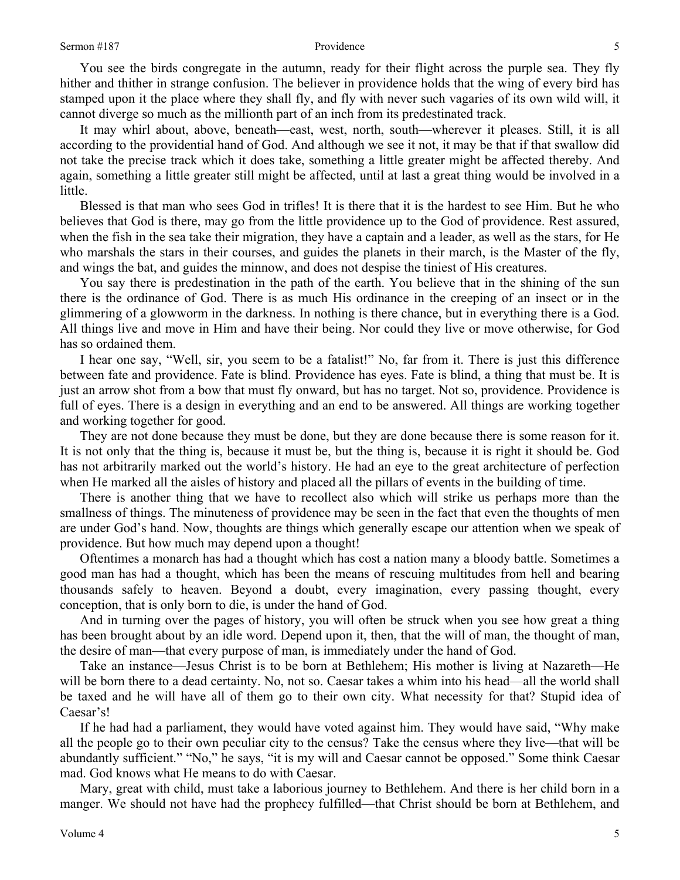You see the birds congregate in the autumn, ready for their flight across the purple sea. They fly hither and thither in strange confusion. The believer in providence holds that the wing of every bird has stamped upon it the place where they shall fly, and fly with never such vagaries of its own wild will, it cannot diverge so much as the millionth part of an inch from its predestinated track.

It may whirl about, above, beneath—east, west, north, south—wherever it pleases. Still, it is all according to the providential hand of God. And although we see it not, it may be that if that swallow did not take the precise track which it does take, something a little greater might be affected thereby. And again, something a little greater still might be affected, until at last a great thing would be involved in a little.

Blessed is that man who sees God in trifles! It is there that it is the hardest to see Him. But he who believes that God is there, may go from the little providence up to the God of providence. Rest assured, when the fish in the sea take their migration, they have a captain and a leader, as well as the stars, for He who marshals the stars in their courses, and guides the planets in their march, is the Master of the fly, and wings the bat, and guides the minnow, and does not despise the tiniest of His creatures.

You say there is predestination in the path of the earth. You believe that in the shining of the sun there is the ordinance of God. There is as much His ordinance in the creeping of an insect or in the glimmering of a glowworm in the darkness. In nothing is there chance, but in everything there is a God. All things live and move in Him and have their being. Nor could they live or move otherwise, for God has so ordained them.

I hear one say, "Well, sir, you seem to be a fatalist!" No, far from it. There is just this difference between fate and providence. Fate is blind. Providence has eyes. Fate is blind, a thing that must be. It is just an arrow shot from a bow that must fly onward, but has no target. Not so, providence. Providence is full of eyes. There is a design in everything and an end to be answered. All things are working together and working together for good.

They are not done because they must be done, but they are done because there is some reason for it. It is not only that the thing is, because it must be, but the thing is, because it is right it should be. God has not arbitrarily marked out the world's history. He had an eye to the great architecture of perfection when He marked all the aisles of history and placed all the pillars of events in the building of time.

There is another thing that we have to recollect also which will strike us perhaps more than the smallness of things. The minuteness of providence may be seen in the fact that even the thoughts of men are under God's hand. Now, thoughts are things which generally escape our attention when we speak of providence. But how much may depend upon a thought!

Oftentimes a monarch has had a thought which has cost a nation many a bloody battle. Sometimes a good man has had a thought, which has been the means of rescuing multitudes from hell and bearing thousands safely to heaven. Beyond a doubt, every imagination, every passing thought, every conception, that is only born to die, is under the hand of God.

And in turning over the pages of history, you will often be struck when you see how great a thing has been brought about by an idle word. Depend upon it, then, that the will of man, the thought of man, the desire of man—that every purpose of man, is immediately under the hand of God.

Take an instance—Jesus Christ is to be born at Bethlehem; His mother is living at Nazareth—He will be born there to a dead certainty. No, not so. Caesar takes a whim into his head—all the world shall be taxed and he will have all of them go to their own city. What necessity for that? Stupid idea of Caesar's!

If he had had a parliament, they would have voted against him. They would have said, "Why make all the people go to their own peculiar city to the census? Take the census where they live—that will be abundantly sufficient." "No," he says, "it is my will and Caesar cannot be opposed." Some think Caesar mad. God knows what He means to do with Caesar.

Mary, great with child, must take a laborious journey to Bethlehem. And there is her child born in a manger. We should not have had the prophecy fulfilled—that Christ should be born at Bethlehem, and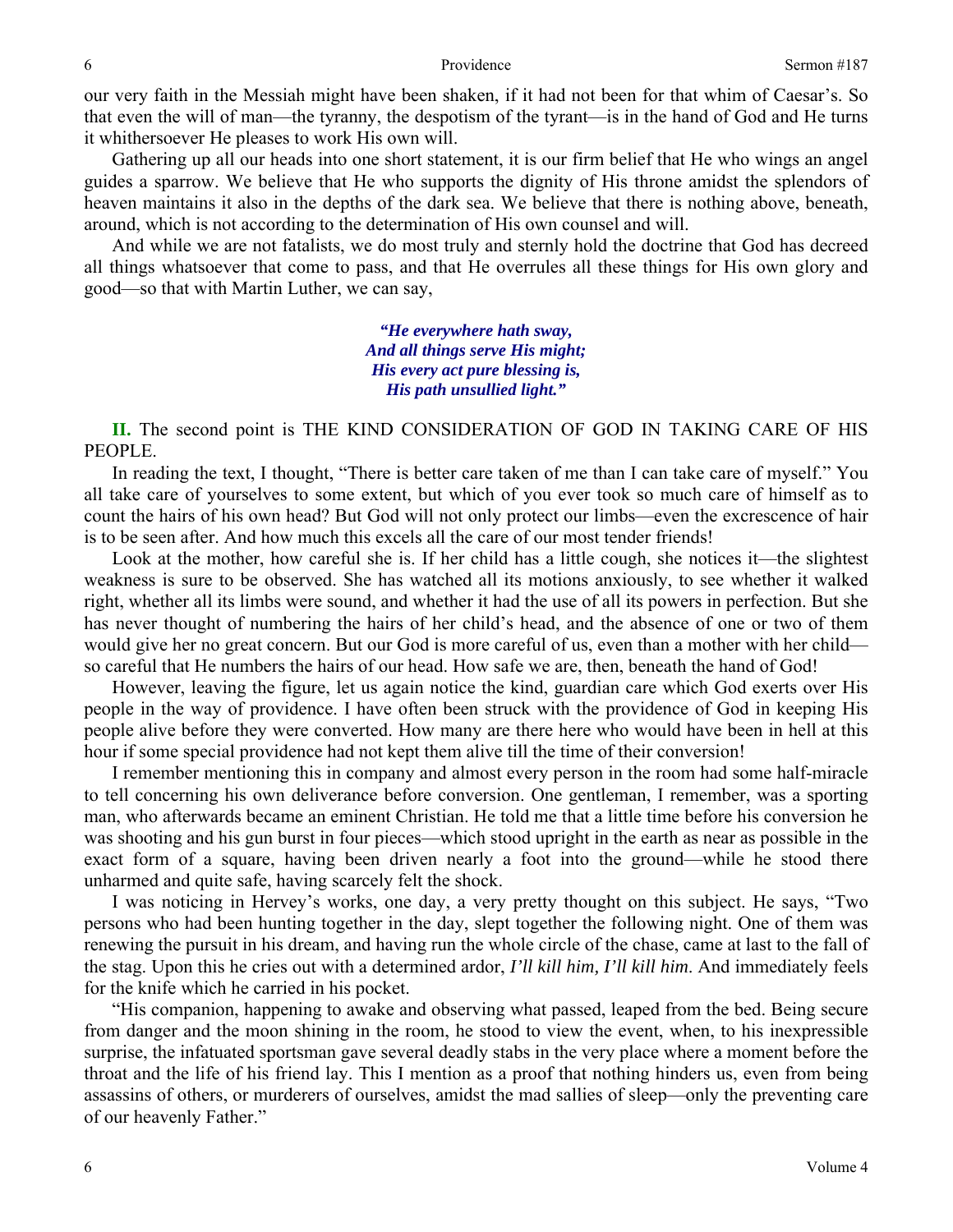our very faith in the Messiah might have been shaken, if it had not been for that whim of Caesar's. So that even the will of man—the tyranny, the despotism of the tyrant—is in the hand of God and He turns it whithersoever He pleases to work His own will.

Gathering up all our heads into one short statement, it is our firm belief that He who wings an angel guides a sparrow. We believe that He who supports the dignity of His throne amidst the splendors of heaven maintains it also in the depths of the dark sea. We believe that there is nothing above, beneath, around, which is not according to the determination of His own counsel and will.

And while we are not fatalists, we do most truly and sternly hold the doctrine that God has decreed all things whatsoever that come to pass, and that He overrules all these things for His own glory and good—so that with Martin Luther, we can say,

> ***"He everywhere hath sway,***
> ***And all things serve His might;***
> ***His every act pure blessing is,***
> ***His path unsullied light."***

**II.** The second point is THE KIND CONSIDERATION OF GOD IN TAKING CARE OF HIS PEOPLE.

In reading the text, I thought, "There is better care taken of me than I can take care of myself." You all take care of yourselves to some extent, but which of you ever took so much care of himself as to count the hairs of his own head? But God will not only protect our limbs—even the excrescence of hair is to be seen after. And how much this excels all the care of our most tender friends!

Look at the mother, how careful she is. If her child has a little cough, she notices it—the slightest weakness is sure to be observed. She has watched all its motions anxiously, to see whether it walked right, whether all its limbs were sound, and whether it had the use of all its powers in perfection. But she has never thought of numbering the hairs of her child's head, and the absence of one or two of them would give her no great concern. But our God is more careful of us, even than a mother with her child—so careful that He numbers the hairs of our head. How safe we are, then, beneath the hand of God!

However, leaving the figure, let us again notice the kind, guardian care which God exerts over His people in the way of providence. I have often been struck with the providence of God in keeping His people alive before they were converted. How many are there here who would have been in hell at this hour if some special providence had not kept them alive till the time of their conversion!

I remember mentioning this in company and almost every person in the room had some half-miracle to tell concerning his own deliverance before conversion. One gentleman, I remember, was a sporting man, who afterwards became an eminent Christian. He told me that a little time before his conversion he was shooting and his gun burst in four pieces—which stood upright in the earth as near as possible in the exact form of a square, having been driven nearly a foot into the ground—while he stood there unharmed and quite safe, having scarcely felt the shock.

I was noticing in Hervey's works, one day, a very pretty thought on this subject. He says, "Two persons who had been hunting together in the day, slept together the following night. One of them was renewing the pursuit in his dream, and having run the whole circle of the chase, came at last to the fall of the stag. Upon this he cries out with a determined ardor, *I'll kill him, I'll kill him*. And immediately feels for the knife which he carried in his pocket.

"His companion, happening to awake and observing what passed, leaped from the bed. Being secure from danger and the moon shining in the room, he stood to view the event, when, to his inexpressible surprise, the infatuated sportsman gave several deadly stabs in the very place where a moment before the throat and the life of his friend lay. This I mention as a proof that nothing hinders us, even from being assassins of others, or murderers of ourselves, amidst the mad sallies of sleep—only the preventing care of our heavenly Father."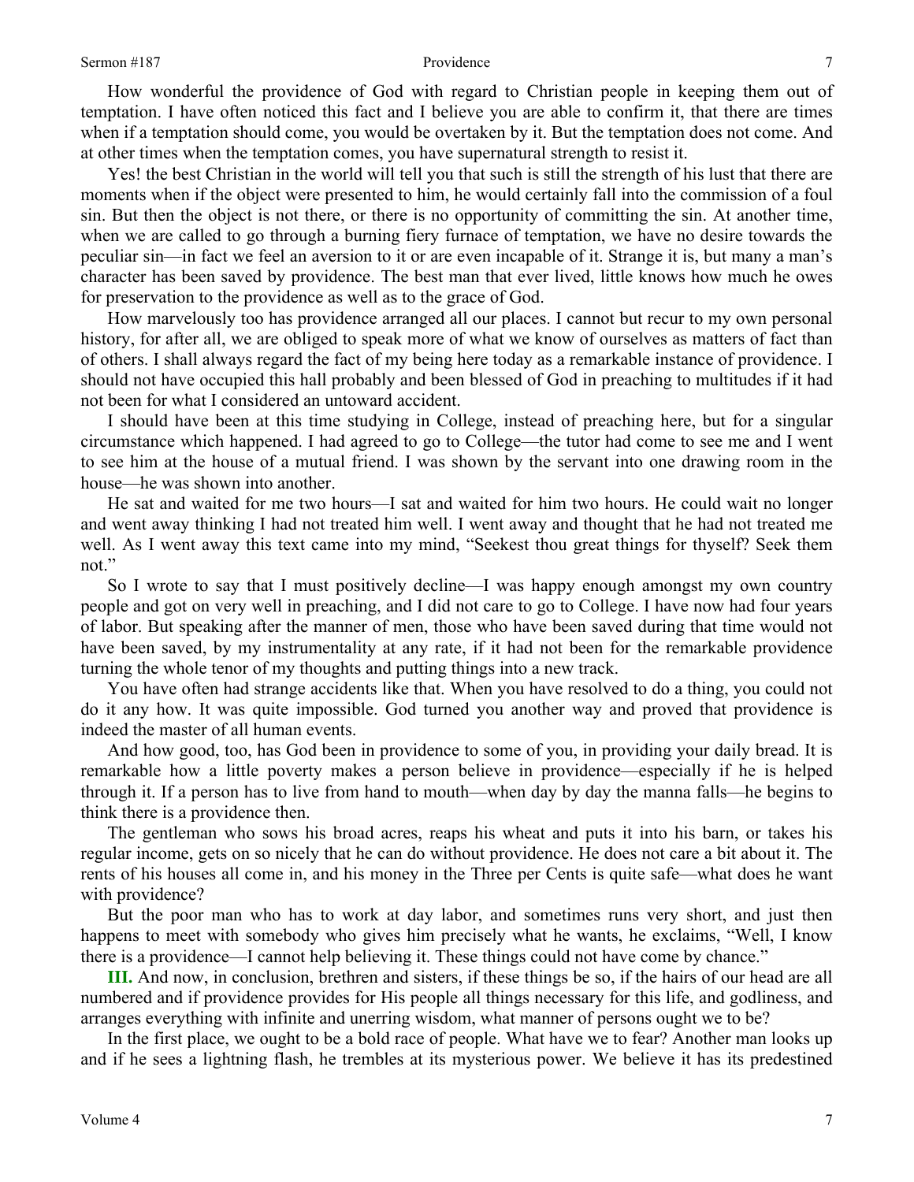How wonderful the providence of God with regard to Christian people in keeping them out of temptation. I have often noticed this fact and I believe you are able to confirm it, that there are times when if a temptation should come, you would be overtaken by it. But the temptation does not come. And at other times when the temptation comes, you have supernatural strength to resist it.

Yes! the best Christian in the world will tell you that such is still the strength of his lust that there are moments when if the object were presented to him, he would certainly fall into the commission of a foul sin. But then the object is not there, or there is no opportunity of committing the sin. At another time, when we are called to go through a burning fiery furnace of temptation, we have no desire towards the peculiar sin—in fact we feel an aversion to it or are even incapable of it. Strange it is, but many a man's character has been saved by providence. The best man that ever lived, little knows how much he owes for preservation to the providence as well as to the grace of God.

How marvelously too has providence arranged all our places. I cannot but recur to my own personal history, for after all, we are obliged to speak more of what we know of ourselves as matters of fact than of others. I shall always regard the fact of my being here today as a remarkable instance of providence. I should not have occupied this hall probably and been blessed of God in preaching to multitudes if it had not been for what I considered an untoward accident.

I should have been at this time studying in College, instead of preaching here, but for a singular circumstance which happened. I had agreed to go to College—the tutor had come to see me and I went to see him at the house of a mutual friend. I was shown by the servant into one drawing room in the house—he was shown into another.

He sat and waited for me two hours—I sat and waited for him two hours. He could wait no longer and went away thinking I had not treated him well. I went away and thought that he had not treated me well. As I went away this text came into my mind, "Seekest thou great things for thyself? Seek them not."

So I wrote to say that I must positively decline—I was happy enough amongst my own country people and got on very well in preaching, and I did not care to go to College. I have now had four years of labor. But speaking after the manner of men, those who have been saved during that time would not have been saved, by my instrumentality at any rate, if it had not been for the remarkable providence turning the whole tenor of my thoughts and putting things into a new track.

You have often had strange accidents like that. When you have resolved to do a thing, you could not do it any how. It was quite impossible. God turned you another way and proved that providence is indeed the master of all human events.

And how good, too, has God been in providence to some of you, in providing your daily bread. It is remarkable how a little poverty makes a person believe in providence—especially if he is helped through it. If a person has to live from hand to mouth—when day by day the manna falls—he begins to think there is a providence then.

The gentleman who sows his broad acres, reaps his wheat and puts it into his barn, or takes his regular income, gets on so nicely that he can do without providence. He does not care a bit about it. The rents of his houses all come in, and his money in the Three per Cents is quite safe—what does he want with providence?

But the poor man who has to work at day labor, and sometimes runs very short, and just then happens to meet with somebody who gives him precisely what he wants, he exclaims, "Well, I know there is a providence—I cannot help believing it. These things could not have come by chance."

**III.** And now, in conclusion, brethren and sisters, if these things be so, if the hairs of our head are all numbered and if providence provides for His people all things necessary for this life, and godliness, and arranges everything with infinite and unerring wisdom, what manner of persons ought we to be?

In the first place, we ought to be a bold race of people. What have we to fear? Another man looks up and if he sees a lightning flash, he trembles at its mysterious power. We believe it has its predestined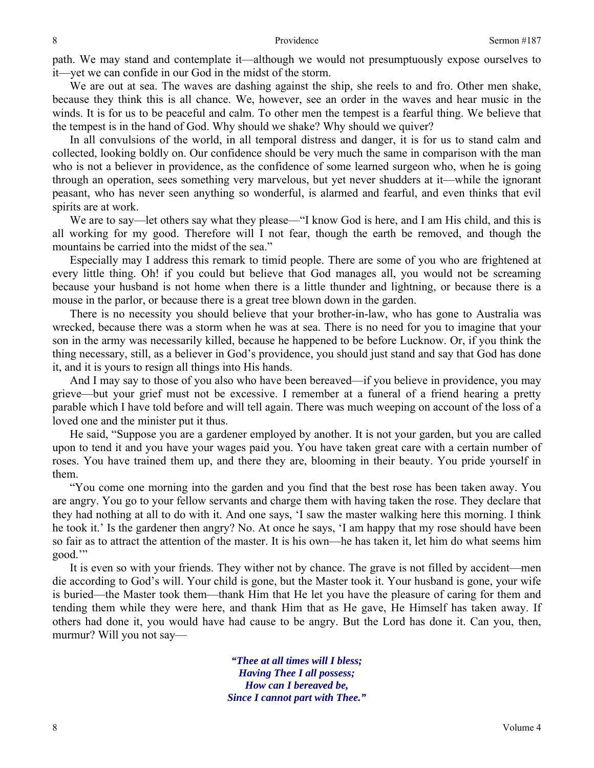path. We may stand and contemplate it—although we would not presumptuously expose ourselves to it—yet we can confide in our God in the midst of the storm.

We are out at sea. The waves are dashing against the ship, she reels to and fro. Other men shake, because they think this is all chance. We, however, see an order in the waves and hear music in the winds. It is for us to be peaceful and calm. To other men the tempest is a fearful thing. We believe that the tempest is in the hand of God. Why should we shake? Why should we quiver?

In all convulsions of the world, in all temporal distress and danger, it is for us to stand calm and collected, looking boldly on. Our confidence should be very much the same in comparison with the man who is not a believer in providence, as the confidence of some learned surgeon who, when he is going through an operation, sees something very marvelous, but yet never shudders at it—while the ignorant peasant, who has never seen anything so wonderful, is alarmed and fearful, and even thinks that evil spirits are at work.

We are to say—let others say what they please—"I know God is here, and I am His child, and this is all working for my good. Therefore will I not fear, though the earth be removed, and though the mountains be carried into the midst of the sea."

Especially may I address this remark to timid people. There are some of you who are frightened at every little thing. Oh! if you could but believe that God manages all, you would not be screaming because your husband is not home when there is a little thunder and lightning, or because there is a mouse in the parlor, or because there is a great tree blown down in the garden.

There is no necessity you should believe that your brother-in-law, who has gone to Australia was wrecked, because there was a storm when he was at sea. There is no need for you to imagine that your son in the army was necessarily killed, because he happened to be before Lucknow. Or, if you think the thing necessary, still, as a believer in God's providence, you should just stand and say that God has done it, and it is yours to resign all things into His hands.

And I may say to those of you also who have been bereaved—if you believe in providence, you may grieve—but your grief must not be excessive. I remember at a funeral of a friend hearing a pretty parable which I have told before and will tell again. There was much weeping on account of the loss of a loved one and the minister put it thus.

He said, "Suppose you are a gardener employed by another. It is not your garden, but you are called upon to tend it and you have your wages paid you. You have taken great care with a certain number of roses. You have trained them up, and there they are, blooming in their beauty. You pride yourself in them.

"You come one morning into the garden and you find that the best rose has been taken away. You are angry. You go to your fellow servants and charge them with having taken the rose. They declare that they had nothing at all to do with it. And one says, 'I saw the master walking here this morning. I think he took it.' Is the gardener then angry? No. At once he says, 'I am happy that my rose should have been so fair as to attract the attention of the master. It is his own—he has taken it, let him do what seems him good.'"

It is even so with your friends. They wither not by chance. The grave is not filled by accident—men die according to God's will. Your child is gone, but the Master took it. Your husband is gone, your wife is buried—the Master took them—thank Him that He let you have the pleasure of caring for them and tending them while they were here, and thank Him that as He gave, He Himself has taken away. If others had done it, you would have had cause to be angry. But the Lord has done it. Can you, then, murmur? Will you not say—

> ***"Thee at all times will I bless;***
> ***Having Thee I all possess;***
> ***How can I bereaved be,***
> ***Since I cannot part with Thee."***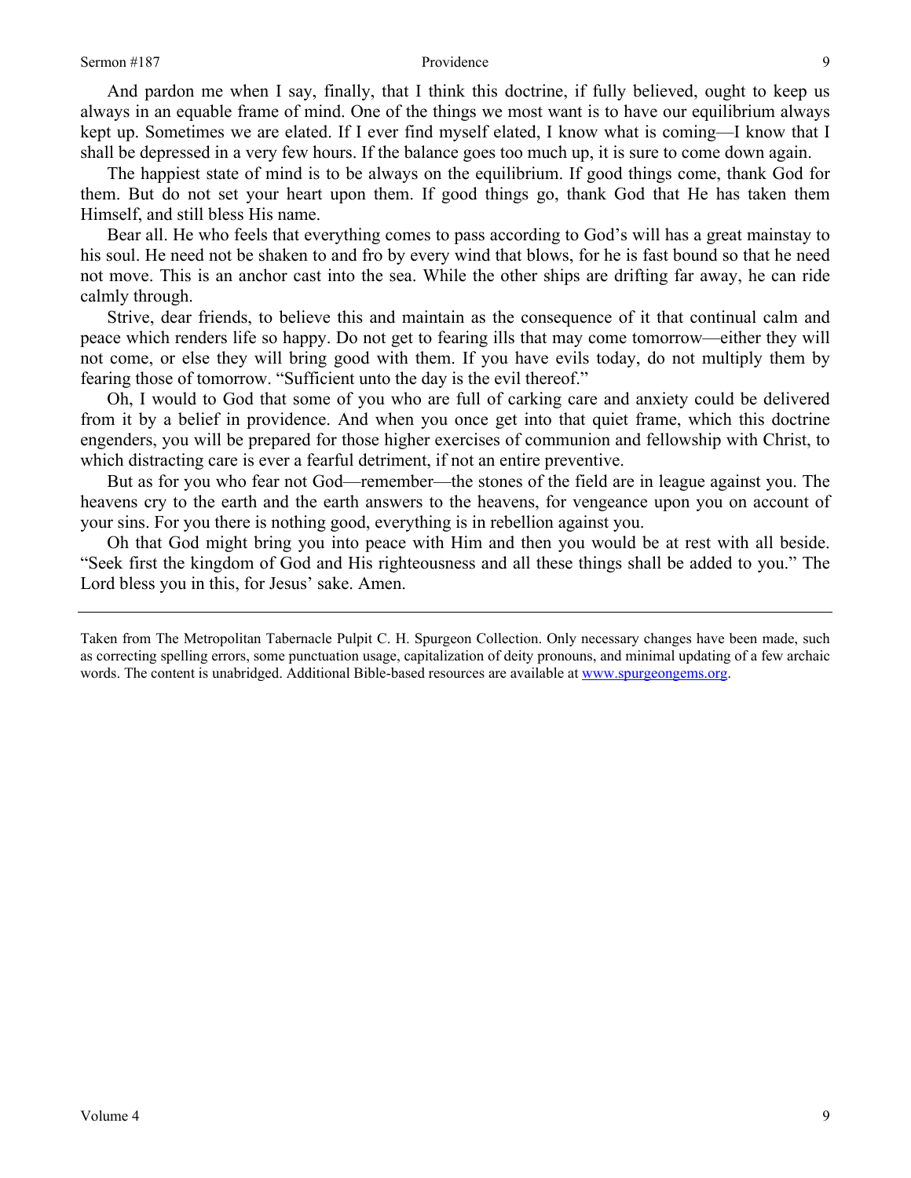And pardon me when I say, finally, that I think this doctrine, if fully believed, ought to keep us always in an equable frame of mind. One of the things we most want is to have our equilibrium always kept up. Sometimes we are elated. If I ever find myself elated, I know what is coming—I know that I shall be depressed in a very few hours. If the balance goes too much up, it is sure to come down again.

The happiest state of mind is to be always on the equilibrium. If good things come, thank God for them. But do not set your heart upon them. If good things go, thank God that He has taken them Himself, and still bless His name.

Bear all. He who feels that everything comes to pass according to God's will has a great mainstay to his soul. He need not be shaken to and fro by every wind that blows, for he is fast bound so that he need not move. This is an anchor cast into the sea. While the other ships are drifting far away, he can ride calmly through.

Strive, dear friends, to believe this and maintain as the consequence of it that continual calm and peace which renders life so happy. Do not get to fearing ills that may come tomorrow—either they will not come, or else they will bring good with them. If you have evils today, do not multiply them by fearing those of tomorrow. "Sufficient unto the day is the evil thereof."

Oh, I would to God that some of you who are full of carking care and anxiety could be delivered from it by a belief in providence. And when you once get into that quiet frame, which this doctrine engenders, you will be prepared for those higher exercises of communion and fellowship with Christ, to which distracting care is ever a fearful detriment, if not an entire preventive.

But as for you who fear not God—remember—the stones of the field are in league against you. The heavens cry to the earth and the earth answers to the heavens, for vengeance upon you on account of your sins. For you there is nothing good, everything is in rebellion against you.

Oh that God might bring you into peace with Him and then you would be at rest with all beside. "Seek first the kingdom of God and His righteousness and all these things shall be added to you." The Lord bless you in this, for Jesus' sake. Amen.

---

Taken from The Metropolitan Tabernacle Pulpit C. H. Spurgeon Collection. Only necessary changes have been made, such as correcting spelling errors, some punctuation usage, capitalization of deity pronouns, and minimal updating of a few archaic words. The content is unabridged. Additional Bible-based resources are available at www.spurgeongems.org.